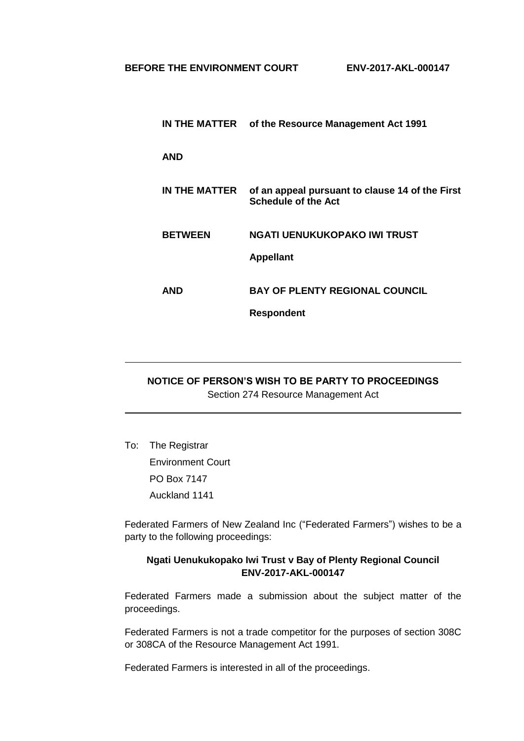**BEFORE THE ENVIRONMENT COURT** **ENV-2017-AKL-000147**

| | |
|---|---|
| **IN THE MATTER** | **of the Resource Management Act 1991** |
| **AND** | |
| **IN THE MATTER** | **of an appeal pursuant to clause 14 of the First Schedule of the Act** |
| **BETWEEN** | **NGATI UENUKUKOPAKO IWI TRUST** |
| | **Appellant** |
| **AND** | **BAY OF PLENTY REGIONAL COUNCIL** |
| | **Respondent** |

---

## NOTICE OF PERSON'S WISH TO BE PARTY TO PROCEEDINGS

Section 274 Resource Management Act

---

To: The Registrar
Environment Court
PO Box 7147
Auckland 1141

Federated Farmers of New Zealand Inc ("Federated Farmers") wishes to be a party to the following proceedings:

**Ngati Uenukukopako Iwi Trust v Bay of Plenty Regional Council ENV-2017-AKL-000147**

Federated Farmers made a submission about the subject matter of the proceedings.

Federated Farmers is not a trade competitor for the purposes of section 308C or 308CA of the Resource Management Act 1991.

Federated Farmers is interested in all of the proceedings.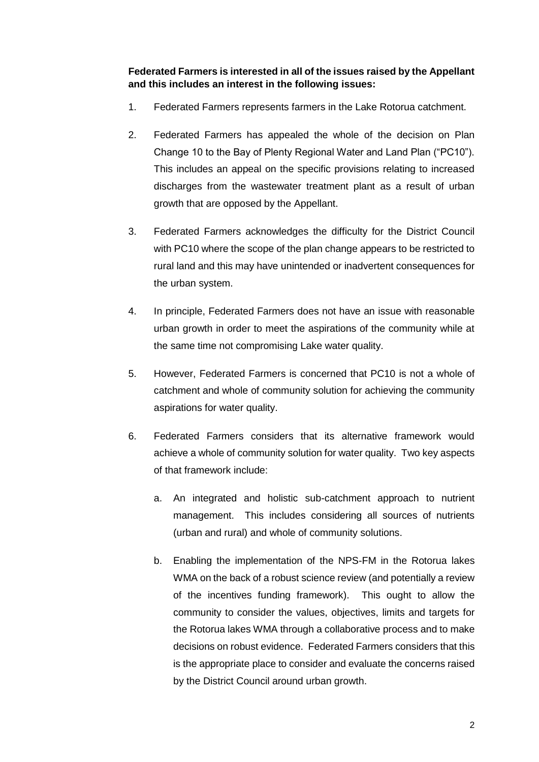**Federated Farmers is interested in all of the issues raised by the Appellant and this includes an interest in the following issues:**

1. Federated Farmers represents farmers in the Lake Rotorua catchment.

2. Federated Farmers has appealed the whole of the decision on Plan Change 10 to the Bay of Plenty Regional Water and Land Plan ("PC10"). This includes an appeal on the specific provisions relating to increased discharges from the wastewater treatment plant as a result of urban growth that are opposed by the Appellant.

3. Federated Farmers acknowledges the difficulty for the District Council with PC10 where the scope of the plan change appears to be restricted to rural land and this may have unintended or inadvertent consequences for the urban system.

4. In principle, Federated Farmers does not have an issue with reasonable urban growth in order to meet the aspirations of the community while at the same time not compromising Lake water quality.

5. However, Federated Farmers is concerned that PC10 is not a whole of catchment and whole of community solution for achieving the community aspirations for water quality.

6. Federated Farmers considers that its alternative framework would achieve a whole of community solution for water quality. Two key aspects of that framework include:

   a. An integrated and holistic sub-catchment approach to nutrient management. This includes considering all sources of nutrients (urban and rural) and whole of community solutions.

   b. Enabling the implementation of the NPS-FM in the Rotorua lakes WMA on the back of a robust science review (and potentially a review of the incentives funding framework). This ought to allow the community to consider the values, objectives, limits and targets for the Rotorua lakes WMA through a collaborative process and to make decisions on robust evidence. Federated Farmers considers that this is the appropriate place to consider and evaluate the concerns raised by the District Council around urban growth.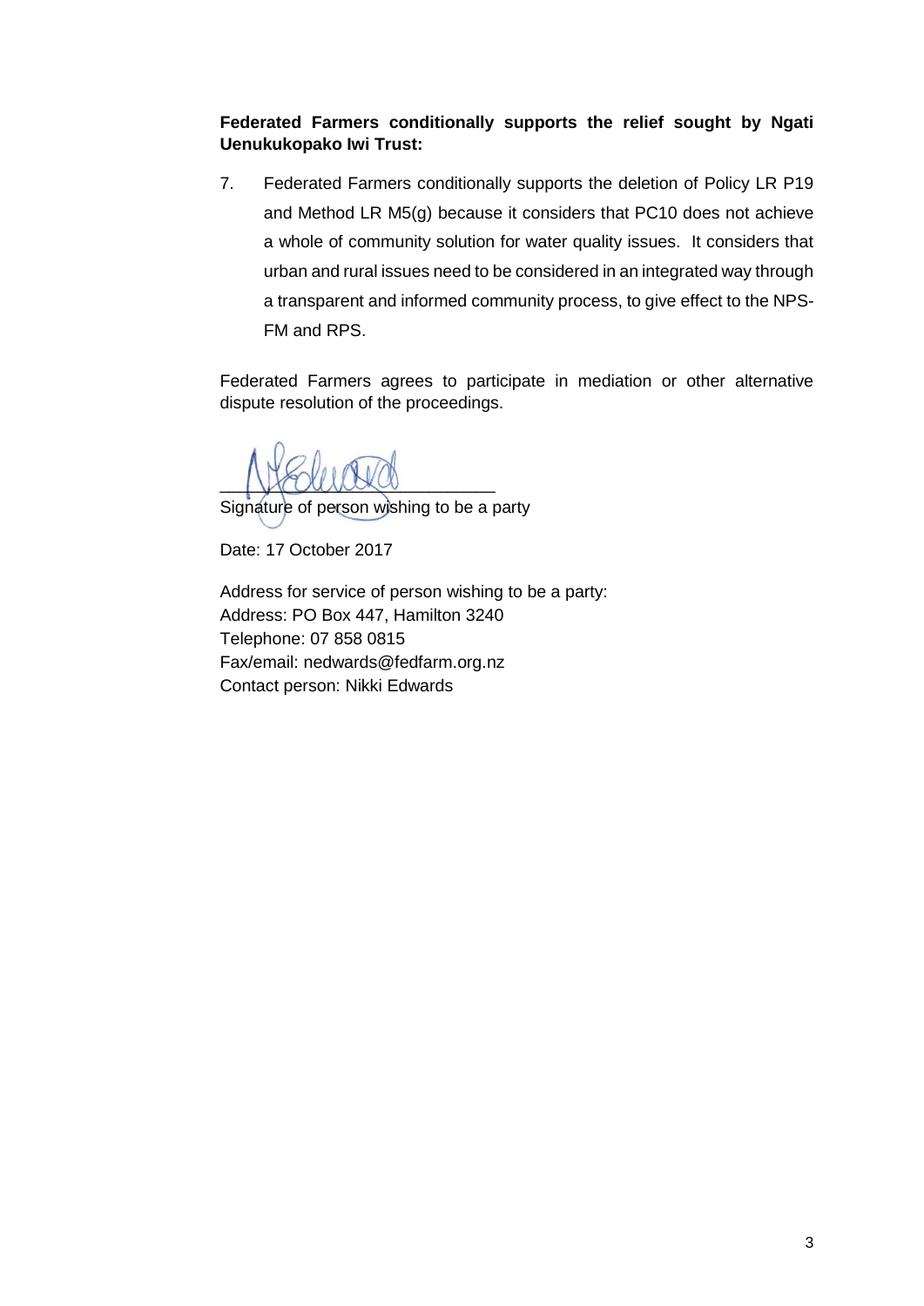**Federated Farmers conditionally supports the relief sought by Ngati Uenukukopako Iwi Trust:**

7. Federated Farmers conditionally supports the deletion of Policy LR P19 and Method LR M5(g) because it considers that PC10 does not achieve a whole of community solution for water quality issues. It considers that urban and rural issues need to be considered in an integrated way through a transparent and informed community process, to give effect to the NPS-FM and RPS.

Federated Farmers agrees to participate in mediation or other alternative dispute resolution of the proceedings.

\_\_\_\_\_\_\_\_\_\_\_\_\_\_\_\_\_\_\_\_\_\_\_\_\_\_\_\_

Signature of person wishing to be a party

Date: 17 October 2017

Address for service of person wishing to be a party:
Address: PO Box 447, Hamilton 3240
Telephone: 07 858 0815
Fax/email: nedwards@fedfarm.org.nz
Contact person: Nikki Edwards